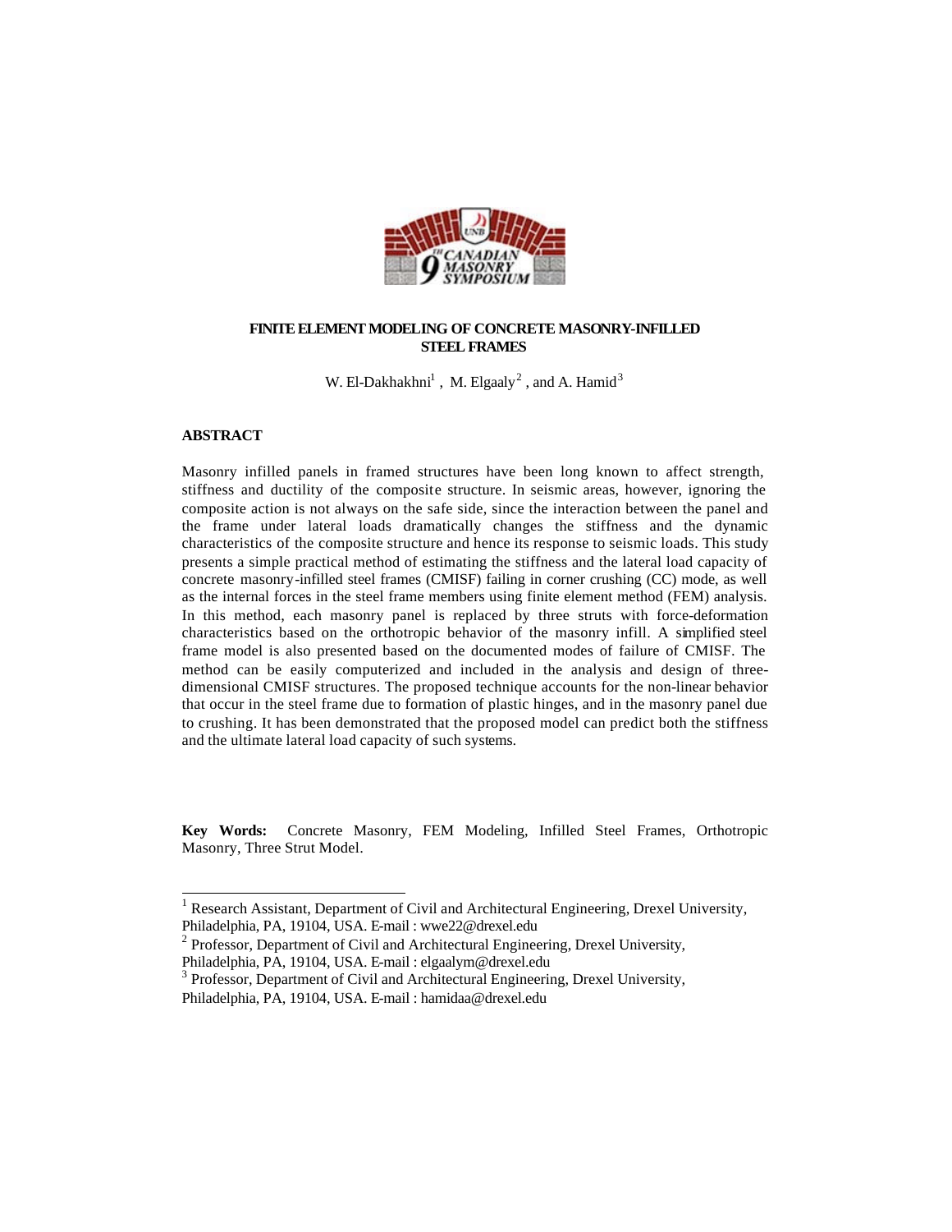# FINITE ELEMENT MODELING OF CONCRETE MASONRY-INFILLED STEEL FRAMES

W. El-Dakhakhni[1] , M. Elgaaly[2] , and A. Hamid[3]

## ABSTRACT

Masonry infilled panels in framed structures have been long known to affect strength, stiffness and ductility of the composite structure. In seismic areas, however, ignoring the composite action is not always on the safe side, since the interaction between the panel and the frame under lateral loads dramatically changes the stiffness and the dynamic characteristics of the composite structure and hence its response to seismic loads. This study presents a simple practical method of estimating the stiffness and the lateral load capacity of concrete masonry-infilled steel frames (CMISF) failing in corner crushing (CC) mode, as well as the internal forces in the steel frame members using finite element method (FEM) analysis. In this method, each masonry panel is replaced by three struts with force-deformation characteristics based on the orthotropic behavior of the masonry infill. A simplified steel frame model is also presented based on the documented modes of failure of CMISF. The method can be easily computerized and included in the analysis and design of three-dimensional CMISF structures. The proposed technique accounts for the non-linear behavior that occur in the steel frame due to formation of plastic hinges, and in the masonry panel due to crushing. It has been demonstrated that the proposed model can predict both the stiffness and the ultimate lateral load capacity of such systems.

**Key Words:** Concrete Masonry, FEM Modeling, Infilled Steel Frames, Orthotropic Masonry, Three Strut Model.

---

[1] Research Assistant, Department of Civil and Architectural Engineering, Drexel University, Philadelphia, PA, 19104, USA. E-mail : wwe22@drexel.edu

[2] Professor, Department of Civil and Architectural Engineering, Drexel University, Philadelphia, PA, 19104, USA. E-mail : elgaalym@drexel.edu

[3] Professor, Department of Civil and Architectural Engineering, Drexel University, Philadelphia, PA, 19104, USA. E-mail : hamidaa@drexel.edu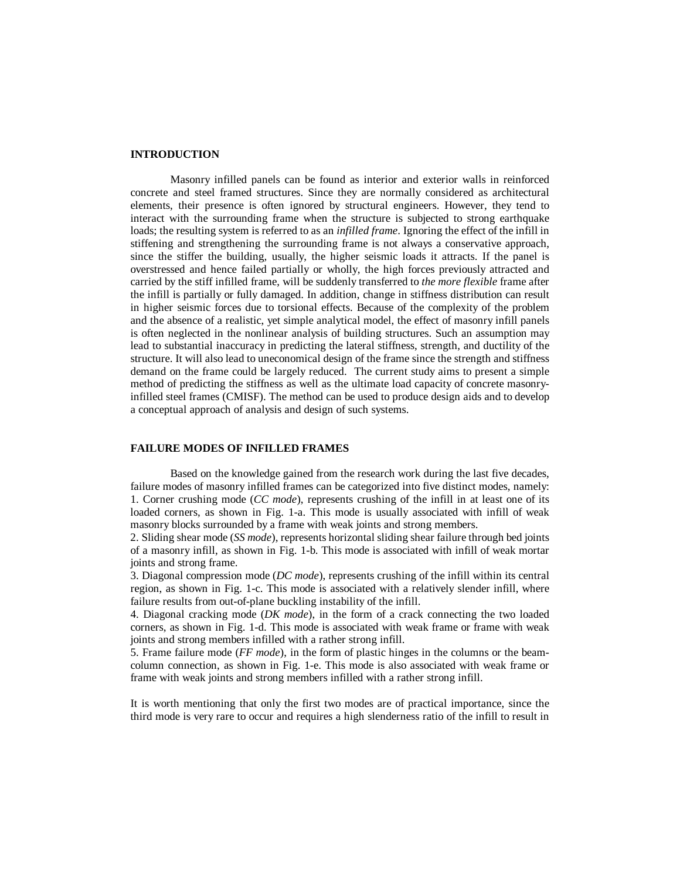## INTRODUCTION

Masonry infilled panels can be found as interior and exterior walls in reinforced concrete and steel framed structures. Since they are normally considered as architectural elements, their presence is often ignored by structural engineers. However, they tend to interact with the surrounding frame when the structure is subjected to strong earthquake loads; the resulting system is referred to as an *infilled frame*. Ignoring the effect of the infill in stiffening and strengthening the surrounding frame is not always a conservative approach, since the stiffer the building, usually, the higher seismic loads it attracts. If the panel is overstressed and hence failed partially or wholly, the high forces previously attracted and carried by the stiff infilled frame, will be suddenly transferred to *the more flexible* frame after the infill is partially or fully damaged. In addition, change in stiffness distribution can result in higher seismic forces due to torsional effects. Because of the complexity of the problem and the absence of a realistic, yet simple analytical model, the effect of masonry infill panels is often neglected in the nonlinear analysis of building structures. Such an assumption may lead to substantial inaccuracy in predicting the lateral stiffness, strength, and ductility of the structure. It will also lead to uneconomical design of the frame since the strength and stiffness demand on the frame could be largely reduced. The current study aims to present a simple method of predicting the stiffness as well as the ultimate load capacity of concrete masonry-infilled steel frames (CMISF). The method can be used to produce design aids and to develop a conceptual approach of analysis and design of such systems.

## FAILURE MODES OF INFILLED FRAMES

Based on the knowledge gained from the research work during the last five decades, failure modes of masonry infilled frames can be categorized into five distinct modes, namely:

1. Corner crushing mode (*CC mode*), represents crushing of the infill in at least one of its loaded corners, as shown in Fig. 1-a. This mode is usually associated with infill of weak masonry blocks surrounded by a frame with weak joints and strong members.
2. Sliding shear mode (*SS mode*), represents horizontal sliding shear failure through bed joints of a masonry infill, as shown in Fig. 1-b. This mode is associated with infill of weak mortar joints and strong frame.
3. Diagonal compression mode (*DC mode*), represents crushing of the infill within its central region, as shown in Fig. 1-c. This mode is associated with a relatively slender infill, where failure results from out-of-plane buckling instability of the infill.
4. Diagonal cracking mode (*DK mode*), in the form of a crack connecting the two loaded corners, as shown in Fig. 1-d. This mode is associated with weak frame or frame with weak joints and strong members infilled with a rather strong infill.
5. Frame failure mode (*FF mode*), in the form of plastic hinges in the columns or the beam-column connection, as shown in Fig. 1-e. This mode is also associated with weak frame or frame with weak joints and strong members infilled with a rather strong infill.

It is worth mentioning that only the first two modes are of practical importance, since the third mode is very rare to occur and requires a high slenderness ratio of the infill to result in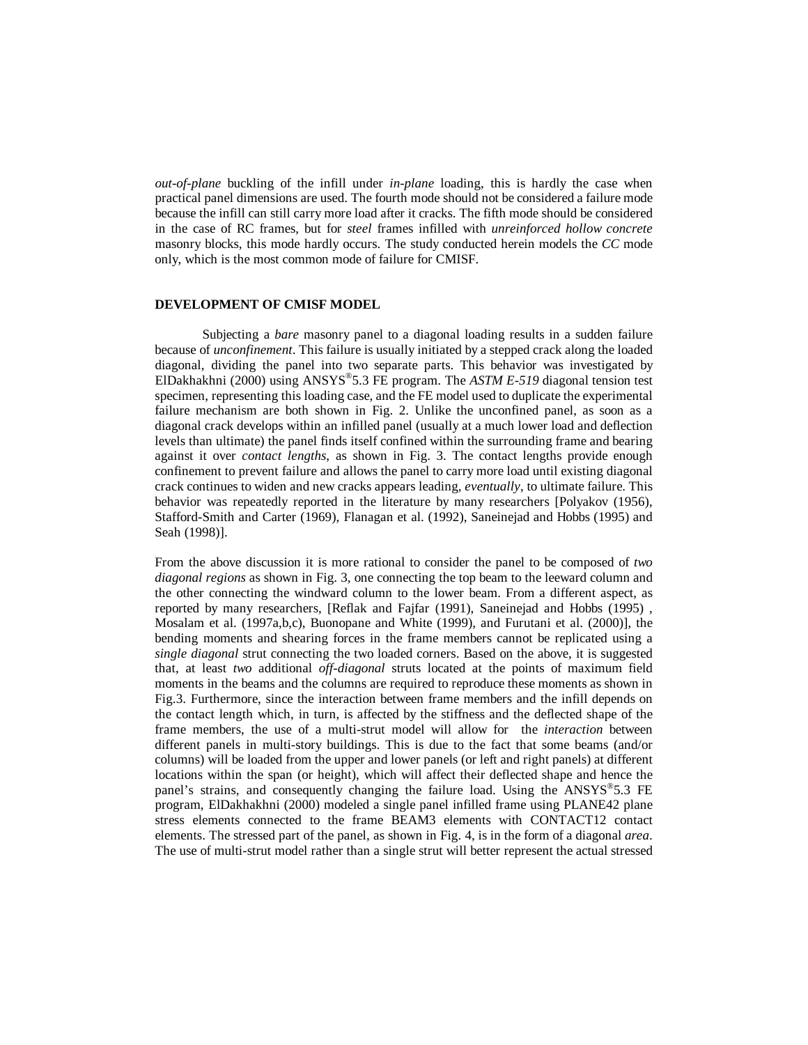*out-of-plane* buckling of the infill under *in-plane* loading, this is hardly the case when practical panel dimensions are used. The fourth mode should not be considered a failure mode because the infill can still carry more load after it cracks. The fifth mode should be considered in the case of RC frames, but for *steel* frames infilled with *unreinforced hollow concrete* masonry blocks, this mode hardly occurs. The study conducted herein models the *CC* mode only, which is the most common mode of failure for CMISF.

## DEVELOPMENT OF CMISF MODEL

Subjecting a *bare* masonry panel to a diagonal loading results in a sudden failure because of *unconfinement*. This failure is usually initiated by a stepped crack along the loaded diagonal, dividing the panel into two separate parts. This behavior was investigated by ElDakhakhni (2000) using ANSYS®5.3 FE program. The *ASTM E-519* diagonal tension test specimen, representing this loading case, and the FE model used to duplicate the experimental failure mechanism are both shown in Fig. 2. Unlike the unconfined panel, as soon as a diagonal crack develops within an infilled panel (usually at a much lower load and deflection levels than ultimate) the panel finds itself confined within the surrounding frame and bearing against it over *contact lengths*, as shown in Fig. 3. The contact lengths provide enough confinement to prevent failure and allows the panel to carry more load until existing diagonal crack continues to widen and new cracks appears leading, *eventually*, to ultimate failure. This behavior was repeatedly reported in the literature by many researchers [Polyakov (1956), Stafford-Smith and Carter (1969), Flanagan et al. (1992), Saneinejad and Hobbs (1995) and Seah (1998)].

From the above discussion it is more rational to consider the panel to be composed of *two diagonal regions* as shown in Fig. 3, one connecting the top beam to the leeward column and the other connecting the windward column to the lower beam. From a different aspect, as reported by many researchers, [Reflak and Fajfar (1991), Saneinejad and Hobbs (1995) , Mosalam et al. (1997a,b,c), Buonopane and White (1999), and Furutani et al. (2000)], the bending moments and shearing forces in the frame members cannot be replicated using a *single diagonal* strut connecting the two loaded corners. Based on the above, it is suggested that, at least *two* additional *off-diagonal* struts located at the points of maximum field moments in the beams and the columns are required to reproduce these moments as shown in Fig.3. Furthermore, since the interaction between frame members and the infill depends on the contact length which, in turn, is affected by the stiffness and the deflected shape of the frame members, the use of a multi-strut model will allow for the *interaction* between different panels in multi-story buildings. This is due to the fact that some beams (and/or columns) will be loaded from the upper and lower panels (or left and right panels) at different locations within the span (or height), which will affect their deflected shape and hence the panel's strains, and consequently changing the failure load. Using the ANSYS®5.3 FE program, ElDakhakhni (2000) modeled a single panel infilled frame using PLANE42 plane stress elements connected to the frame BEAM3 elements with CONTACT12 contact elements. The stressed part of the panel, as shown in Fig. 4, is in the form of a diagonal *area*. The use of multi-strut model rather than a single strut will better represent the actual stressed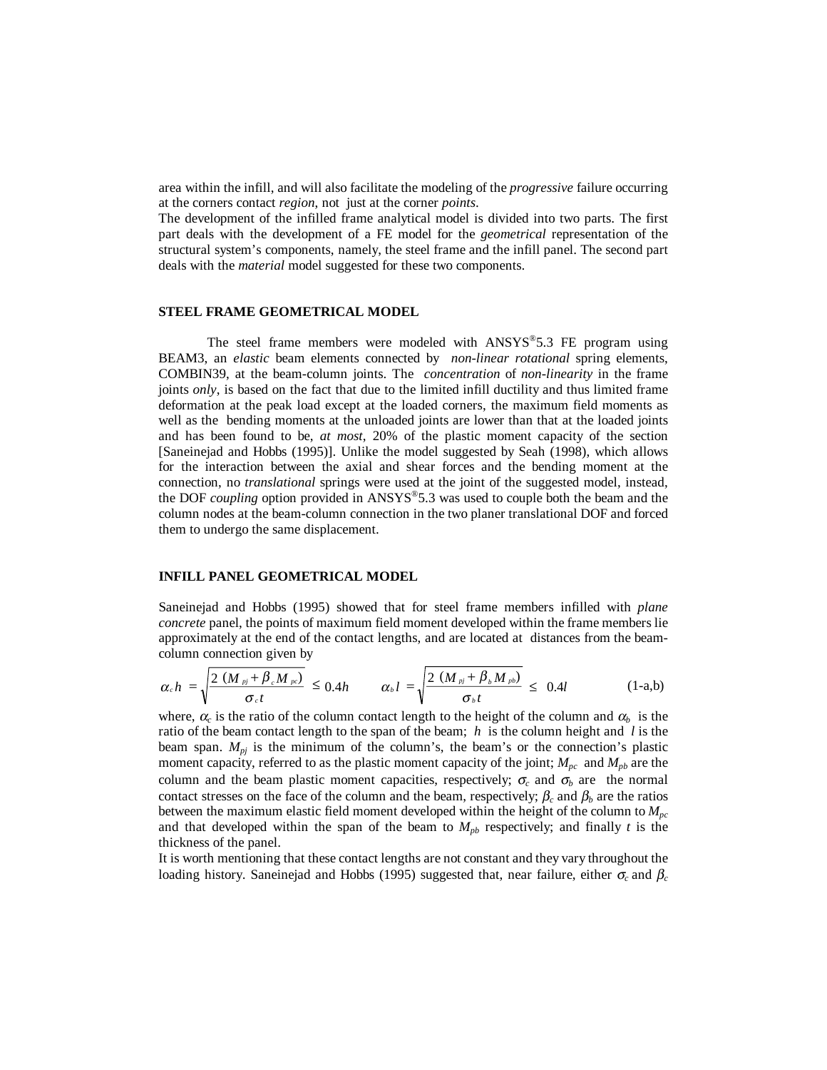area within the infill, and will also facilitate the modeling of the *progressive* failure occurring at the corners contact *region*, not just at the corner *points*.

The development of the infilled frame analytical model is divided into two parts. The first part deals with the development of a FE model for the *geometrical* representation of the structural system's components, namely, the steel frame and the infill panel. The second part deals with the *material* model suggested for these two components.

## STEEL FRAME GEOMETRICAL MODEL

The steel frame members were modeled with ANSYS®5.3 FE program using BEAM3, an *elastic* beam elements connected by *non-linear rotational* spring elements, COMBIN39, at the beam-column joints. The *concentration* of *non-linearity* in the frame joints *only*, is based on the fact that due to the limited infill ductility and thus limited frame deformation at the peak load except at the loaded corners, the maximum field moments as well as the bending moments at the unloaded joints are lower than that at the loaded joints and has been found to be, *at most*, 20% of the plastic moment capacity of the section [Saneinejad and Hobbs (1995)]. Unlike the model suggested by Seah (1998), which allows for the interaction between the axial and shear forces and the bending moment at the connection, no *translational* springs were used at the joint of the suggested model, instead, the DOF *coupling* option provided in ANSYS®5.3 was used to couple both the beam and the column nodes at the beam-column connection in the two planer translational DOF and forced them to undergo the same displacement.

## INFILL PANEL GEOMETRICAL MODEL

Saneinejad and Hobbs (1995) showed that for steel frame members infilled with *plane concrete* panel, the points of maximum field moment developed within the frame members lie approximately at the end of the contact lengths, and are located at distances from the beam-column connection given by

$$\alpha_c h = \sqrt{\frac{2\,(M_{pj} + \beta_c M_{pc})}{\sigma_c t}} \leq 0.4h \qquad \alpha_b l = \sqrt{\frac{2\,(M_{pj} + \beta_b M_{pb})}{\sigma_b t}} \leq 0.4l \qquad \text{(1-a,b)}$$

where, $\alpha_c$ is the ratio of the column contact length to the height of the column and $\alpha_b$ is the ratio of the beam contact length to the span of the beam; $h$ is the column height and $l$ is the beam span. $M_{pj}$ is the minimum of the column's, the beam's or the connection's plastic moment capacity, referred to as the plastic moment capacity of the joint; $M_{pc}$ and $M_{pb}$ are the column and the beam plastic moment capacities, respectively; $\sigma_c$ and $\sigma_b$ are the normal contact stresses on the face of the column and the beam, respectively; $\beta_c$ and $\beta_b$ are the ratios between the maximum elastic field moment developed within the height of the column to $M_{pc}$ and that developed within the span of the beam to $M_{pb}$ respectively; and finally $t$ is the thickness of the panel.

It is worth mentioning that these contact lengths are not constant and they vary throughout the loading history. Saneinejad and Hobbs (1995) suggested that, near failure, either $\sigma_c$ and $\beta_c$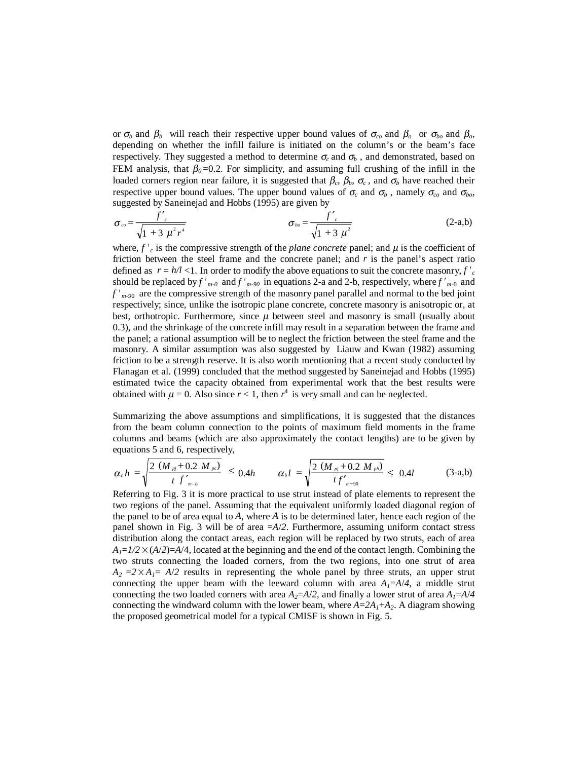or $\sigma_b$ and $\beta_b$ will reach their respective upper bound values of $\sigma_{co}$ and $\beta_o$ or $\sigma_{bo}$ and $\beta_o$, depending on whether the infill failure is initiated on the column's or the beam's face respectively. They suggested a method to determine $\sigma_c$ and $\sigma_b$ , and demonstrated, based on FEM analysis, that $\beta_0$=0.2. For simplicity, and assuming full crushing of the infill in the loaded corners region near failure, it is suggested that $\beta_c$, $\beta_b$, $\sigma_c$ , and $\sigma_b$ have reached their respective upper bound values. The upper bound values of $\sigma_c$ and $\sigma_b$ , namely $\sigma_{co}$ and $\sigma_{bo}$, suggested by Saneinejad and Hobbs (1995) are given by

$$\sigma_{co} = \frac{f'_c}{\sqrt{1 + 3\mu^2 r^4}} \qquad\qquad \sigma_{bo} = \frac{f'_c}{\sqrt{1 + 3\mu^2}} \tag{2-a,b}$$

where, $f'_c$ is the compressive strength of the *plane concrete* panel; and $\mu$ is the coefficient of friction between the steel frame and the concrete panel; and $r$ is the panel's aspect ratio defined as $r = h/l < 1$. In order to modify the above equations to suit the concrete masonry, $f'_c$ should be replaced by $f'_{m-0}$ and $f'_{m-90}$ in equations 2-a and 2-b, respectively, where $f'_{m-0}$ and $f'_{m-90}$ are the compressive strength of the masonry panel parallel and normal to the bed joint respectively; since, unlike the isotropic plane concrete, concrete masonry is anisotropic or, at best, orthotropic. Furthermore, since $\mu$ between steel and masonry is small (usually about 0.3), and the shrinkage of the concrete infill may result in a separation between the frame and the panel; a rational assumption will be to neglect the friction between the steel frame and the masonry. A similar assumption was also suggested by Liauw and Kwan (1982) assuming friction to be a strength reserve. It is also worth mentioning that a recent study conducted by Flanagan et al. (1999) concluded that the method suggested by Saneinejad and Hobbs (1995) estimated twice the capacity obtained from experimental work that the best results were obtained with $\mu = 0$. Also since $r < 1$, then $r^4$ is very small and can be neglected.

Summarizing the above assumptions and simplifications, it is suggested that the distances from the beam column connection to the points of maximum field moments in the frame columns and beams (which are also approximately the contact lengths) are to be given by equations 5 and 6, respectively,

$$\alpha_c h = \sqrt{\frac{2\,(M_{pj} + 0.2\,M_{pc})}{t\,f'_{m-0}}} \leq 0.4h \qquad \alpha_b l = \sqrt{\frac{2\,(M_{pj} + 0.2\,M_{pb})}{t\,f'_{m-90}}} \leq 0.4l \tag{3-a,b}$$

Referring to Fig. 3 it is more practical to use strut instead of plate elements to represent the two regions of the panel. Assuming that the equivalent uniformly loaded diagonal region of the panel to be of area equal to $A$, where $A$ is to be determined later, hence each region of the panel shown in Fig. 3 will be of area $=A/2$. Furthermore, assuming uniform contact stress distribution along the contact areas, each region will be replaced by two struts, each of area $A_1=1/2 \times (A/2)=A/4$, located at the beginning and the end of the contact length. Combining the two struts connecting the loaded corners, from the two regions, into one strut of area $A_2 = 2 \times A_1 = A/2$ results in representing the whole panel by three struts, an upper strut connecting the upper beam with the leeward column with area $A_1=A/4$, a middle strut connecting the two loaded corners with area $A_2=A/2$, and finally a lower strut of area $A_1=A/4$ connecting the windward column with the lower beam, where $A=2A_1+A_2$. A diagram showing the proposed geometrical model for a typical CMISF is shown in Fig. 5.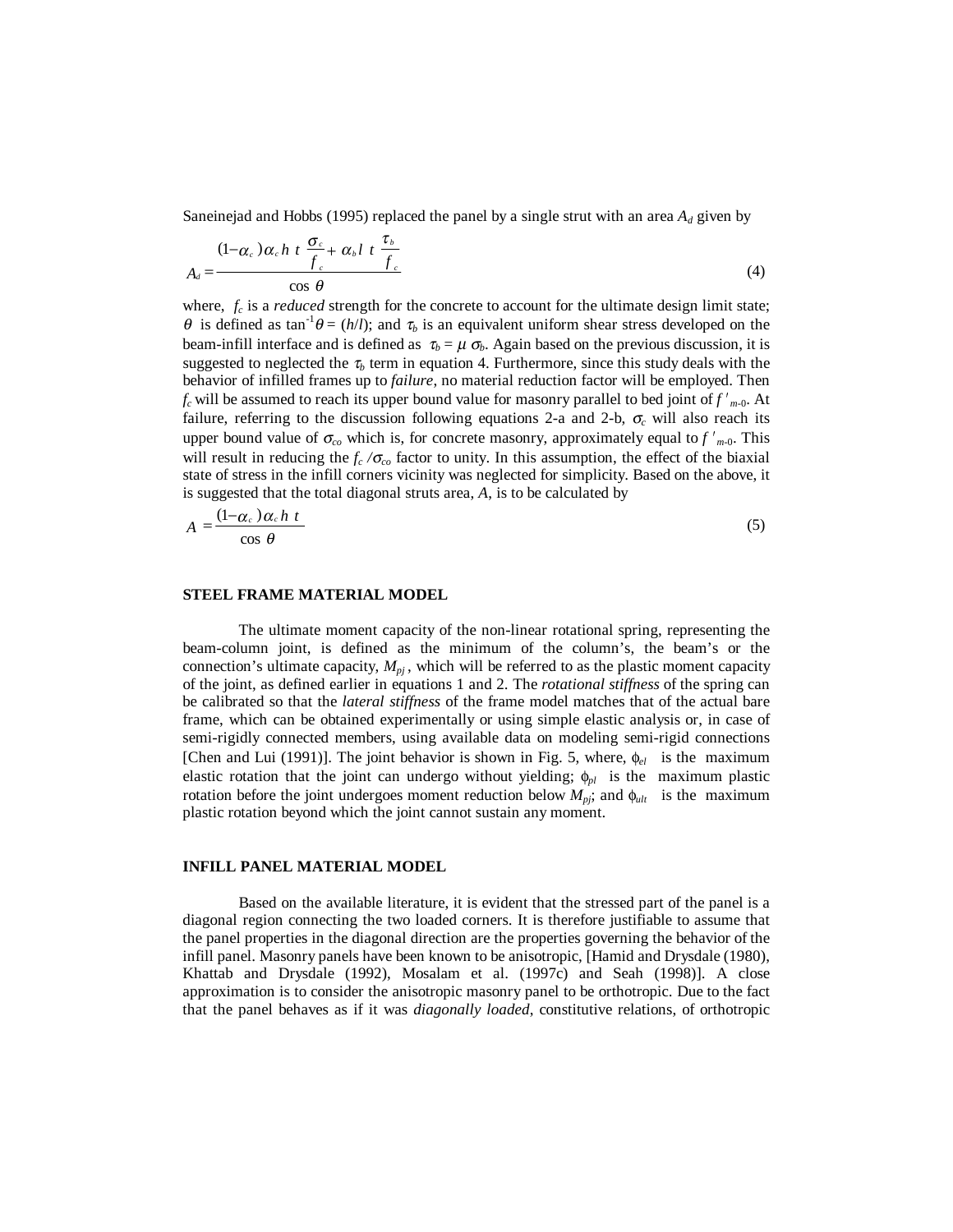Saneinejad and Hobbs (1995) replaced the panel by a single strut with an area $A_d$ given by

$$A_d = \frac{(1-\alpha_c)\alpha_c h\ t\ \dfrac{\sigma_c}{f_c} + \alpha_b l\ t\ \dfrac{\tau_b}{f_c}}{\cos\ \theta} \tag{4}$$

where, $f_c$ is a *reduced* strength for the concrete to account for the ultimate design limit state; $\theta$ is defined as $\tan^{-1}\theta = (h/l)$; and $\tau_b$ is an equivalent uniform shear stress developed on the beam-infill interface and is defined as $\tau_b = \mu\ \sigma_b$. Again based on the previous discussion, it is suggested to neglected the $\tau_b$ term in equation 4. Furthermore, since this study deals with the behavior of infilled frames up to *failure*, no material reduction factor will be employed. Then $f_c$ will be assumed to reach its upper bound value for masonry parallel to bed joint of $f'_{m\text{-}0}$. At failure, referring to the discussion following equations 2-a and 2-b, $\sigma_c$ will also reach its upper bound value of $\sigma_{co}$ which is, for concrete masonry, approximately equal to $f'_{m\text{-}0}$. This will result in reducing the $f_c/\sigma_{co}$ factor to unity. In this assumption, the effect of the biaxial state of stress in the infill corners vicinity was neglected for simplicity. Based on the above, it is suggested that the total diagonal struts area, $A$, is to be calculated by

$$A = \frac{(1-\alpha_c)\alpha_c h\ t}{\cos\ \theta} \tag{5}$$

## STEEL FRAME MATERIAL MODEL

The ultimate moment capacity of the non-linear rotational spring, representing the beam-column joint, is defined as the minimum of the column's, the beam's or the connection's ultimate capacity, $M_{pj}$, which will be referred to as the plastic moment capacity of the joint, as defined earlier in equations 1 and 2. The *rotational stiffness* of the spring can be calibrated so that the *lateral stiffness* of the frame model matches that of the actual bare frame, which can be obtained experimentally or using simple elastic analysis or, in case of semi-rigidly connected members, using available data on modeling semi-rigid connections [Chen and Lui (1991)]. The joint behavior is shown in Fig. 5, where, $\phi_{el}$ is the maximum elastic rotation that the joint can undergo without yielding; $\phi_{pl}$ is the maximum plastic rotation before the joint undergoes moment reduction below $M_{pj}$; and $\phi_{ult}$ is the maximum plastic rotation beyond which the joint cannot sustain any moment.

## INFILL PANEL MATERIAL MODEL

Based on the available literature, it is evident that the stressed part of the panel is a diagonal region connecting the two loaded corners. It is therefore justifiable to assume that the panel properties in the diagonal direction are the properties governing the behavior of the infill panel. Masonry panels have been known to be anisotropic, [Hamid and Drysdale (1980), Khattab and Drysdale (1992), Mosalam et al. (1997c) and Seah (1998)]. A close approximation is to consider the anisotropic masonry panel to be orthotropic. Due to the fact that the panel behaves as if it was *diagonally loaded*, constitutive relations, of orthotropic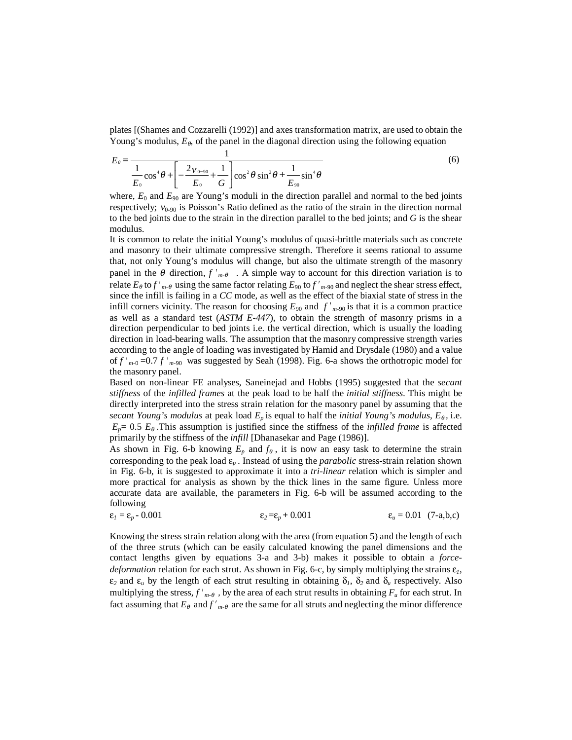plates [(Shames and Cozzarelli (1992)] and axes transformation matrix, are used to obtain the Young's modulus, $E_\theta$, of the panel in the diagonal direction using the following equation

$$E_\theta = \frac{1}{\dfrac{1}{E_0}\cos^4\theta + \left[-\dfrac{2\nu_{0-90}}{E_0} + \dfrac{1}{G}\right]\cos^2\theta\sin^2\theta + \dfrac{1}{E_{90}}\sin^4\theta} \tag{6}$$

where, $E_0$ and $E_{90}$ are Young's moduli in the direction parallel and normal to the bed joints respectively; $\nu_{0-90}$ is Poisson's Ratio defined as the ratio of the strain in the direction normal to the bed joints due to the strain in the direction parallel to the bed joints; and $G$ is the shear modulus.

It is common to relate the initial Young's modulus of quasi-brittle materials such as concrete and masonry to their ultimate compressive strength. Therefore it seems rational to assume that, not only Young's modulus will change, but also the ultimate strength of the masonry panel in the $\theta$ direction, $f'_{m-\theta}$ . A simple way to account for this direction variation is to relate $E_\theta$ to $f'_{m-\theta}$ using the same factor relating $E_{90}$ to $f'_{m-90}$ and neglect the shear stress effect, since the infill is failing in a *CC* mode, as well as the effect of the biaxial state of stress in the infill corners vicinity. The reason for choosing $E_{90}$ and $f'_{m-90}$ is that it is a common practice as well as a standard test (*ASTM E-447*), to obtain the strength of masonry prisms in a direction perpendicular to bed joints i.e. the vertical direction, which is usually the loading direction in load-bearing walls. The assumption that the masonry compressive strength varies according to the angle of loading was investigated by Hamid and Drysdale (1980) and a value of $f'_{m-0} = 0.7\, f'_{m-90}$ was suggested by Seah (1998). Fig. 6-a shows the orthotropic model for the masonry panel.

Based on non-linear FE analyses, Saneinejad and Hobbs (1995) suggested that the *secant stiffness* of the *infilled frames* at the peak load to be half the *initial stiffness*. This might be directly interpreted into the stress strain relation for the masonry panel by assuming that the *secant Young's modulus* at peak load $E_p$ is equal to half the *initial Young's modulus*, $E_\theta$, i.e. $E_p = 0.5\, E_\theta$ .This assumption is justified since the stiffness of the *infilled frame* is affected primarily by the stiffness of the *infill* [Dhanasekar and Page (1986)].

As shown in Fig. 6-b knowing $E_p$ and $f_\theta$, it is now an easy task to determine the strain corresponding to the peak load $\varepsilon_p$. Instead of using the *parabolic* stress-strain relation shown in Fig. 6-b, it is suggested to approximate it into a *tri-linear* relation which is simpler and more practical for analysis as shown by the thick lines in the same figure. Unless more accurate data are available, the parameters in Fig. 6-b will be assumed according to the following

$$\varepsilon_1 = \varepsilon_p - 0.001 \qquad\qquad \varepsilon_2 = \varepsilon_p + 0.001 \qquad\qquad \varepsilon_u = 0.01 \tag{7-a,b,c}$$

Knowing the stress strain relation along with the area (from equation 5) and the length of each of the three struts (which can be easily calculated knowing the panel dimensions and the contact lengths given by equations 3-a and 3-b) makes it possible to obtain a *force-deformation* relation for each strut. As shown in Fig. 6-c, by simply multiplying the strains $\varepsilon_1$, $\varepsilon_2$ and $\varepsilon_u$ by the length of each strut resulting in obtaining $\delta_1$, $\delta_2$ and $\delta_u$ respectively. Also multiplying the stress, $f'_{m-\theta}$, by the area of each strut results in obtaining $F_u$ for each strut. In fact assuming that $E_\theta$ and $f'_{m-\theta}$ are the same for all struts and neglecting the minor difference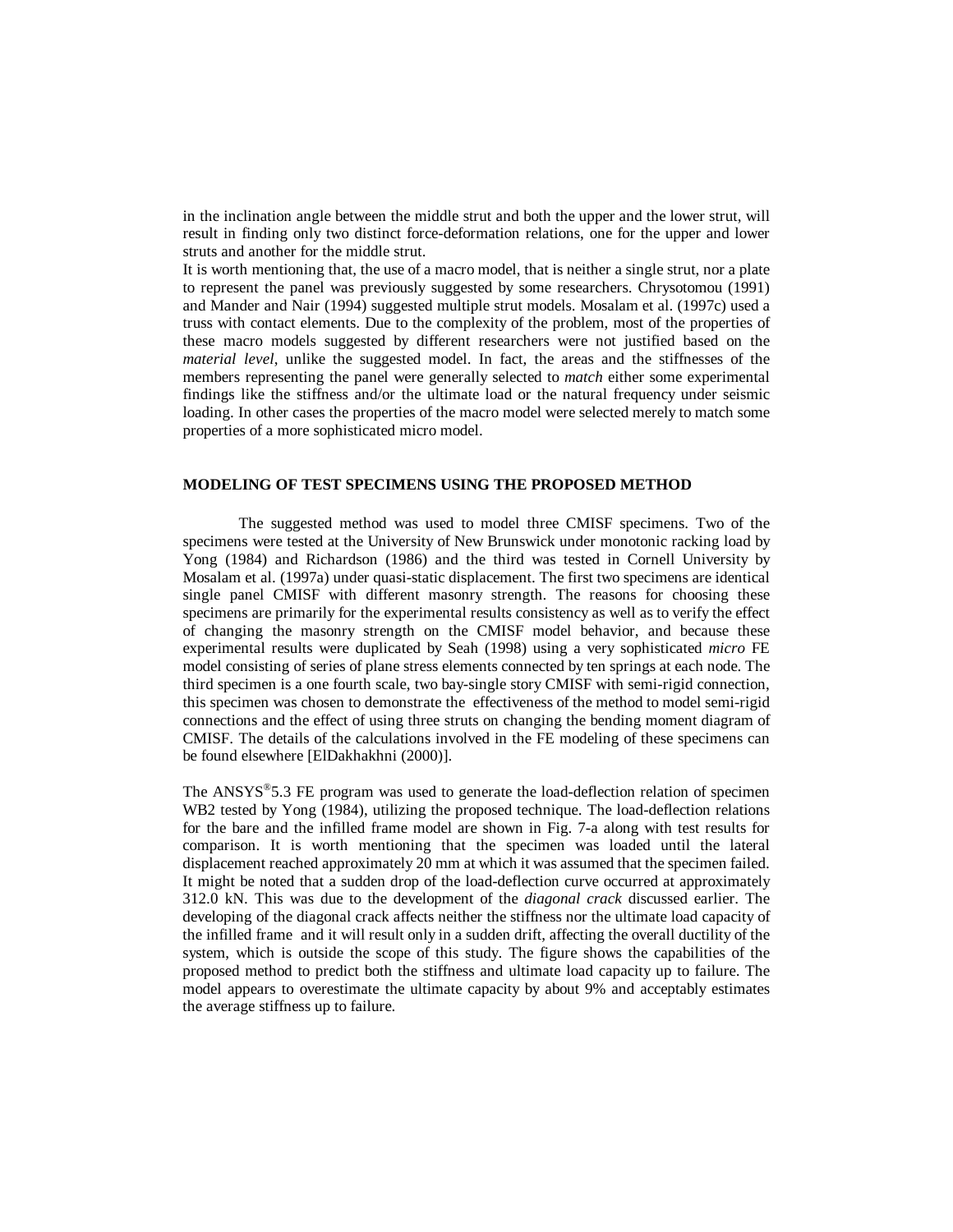in the inclination angle between the middle strut and both the upper and the lower strut, will result in finding only two distinct force-deformation relations, one for the upper and lower struts and another for the middle strut.

It is worth mentioning that, the use of a macro model, that is neither a single strut, nor a plate to represent the panel was previously suggested by some researchers. Chrysotomou (1991) and Mander and Nair (1994) suggested multiple strut models. Mosalam et al. (1997c) used a truss with contact elements. Due to the complexity of the problem, most of the properties of these macro models suggested by different researchers were not justified based on the *material level*, unlike the suggested model. In fact, the areas and the stiffnesses of the members representing the panel were generally selected to *match* either some experimental findings like the stiffness and/or the ultimate load or the natural frequency under seismic loading. In other cases the properties of the macro model were selected merely to match some properties of a more sophisticated micro model.

## MODELING OF TEST SPECIMENS USING THE PROPOSED METHOD

The suggested method was used to model three CMISF specimens. Two of the specimens were tested at the University of New Brunswick under monotonic racking load by Yong (1984) and Richardson (1986) and the third was tested in Cornell University by Mosalam et al. (1997a) under quasi-static displacement. The first two specimens are identical single panel CMISF with different masonry strength. The reasons for choosing these specimens are primarily for the experimental results consistency as well as to verify the effect of changing the masonry strength on the CMISF model behavior, and because these experimental results were duplicated by Seah (1998) using a very sophisticated *micro* FE model consisting of series of plane stress elements connected by ten springs at each node. The third specimen is a one fourth scale, two bay-single story CMISF with semi-rigid connection, this specimen was chosen to demonstrate the effectiveness of the method to model semi-rigid connections and the effect of using three struts on changing the bending moment diagram of CMISF. The details of the calculations involved in the FE modeling of these specimens can be found elsewhere [ElDakhakhni (2000)].

The ANSYS®5.3 FE program was used to generate the load-deflection relation of specimen WB2 tested by Yong (1984), utilizing the proposed technique. The load-deflection relations for the bare and the infilled frame model are shown in Fig. 7-a along with test results for comparison. It is worth mentioning that the specimen was loaded until the lateral displacement reached approximately 20 mm at which it was assumed that the specimen failed. It might be noted that a sudden drop of the load-deflection curve occurred at approximately 312.0 kN. This was due to the development of the *diagonal crack* discussed earlier. The developing of the diagonal crack affects neither the stiffness nor the ultimate load capacity of the infilled frame and it will result only in a sudden drift, affecting the overall ductility of the system, which is outside the scope of this study. The figure shows the capabilities of the proposed method to predict both the stiffness and ultimate load capacity up to failure. The model appears to overestimate the ultimate capacity by about 9% and acceptably estimates the average stiffness up to failure.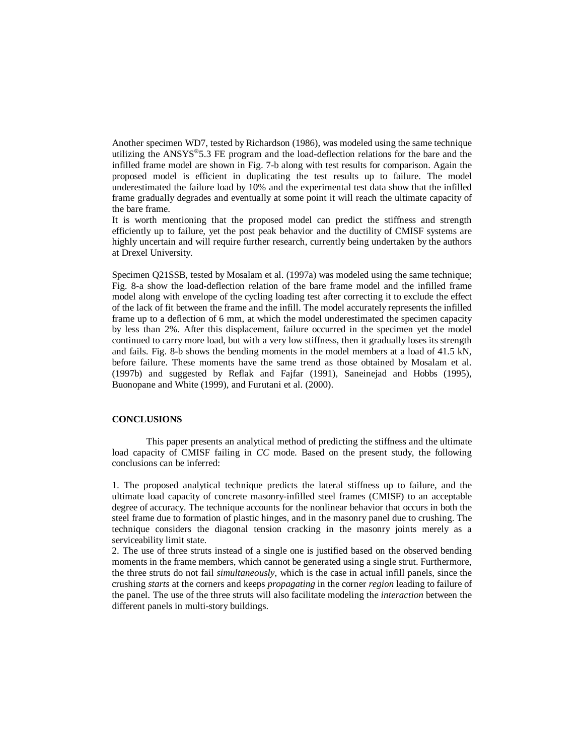Another specimen WD7, tested by Richardson (1986), was modeled using the same technique utilizing the ANSYS®5.3 FE program and the load-deflection relations for the bare and the infilled frame model are shown in Fig. 7-b along with test results for comparison. Again the proposed model is efficient in duplicating the test results up to failure. The model underestimated the failure load by 10% and the experimental test data show that the infilled frame gradually degrades and eventually at some point it will reach the ultimate capacity of the bare frame.

It is worth mentioning that the proposed model can predict the stiffness and strength efficiently up to failure, yet the post peak behavior and the ductility of CMISF systems are highly uncertain and will require further research, currently being undertaken by the authors at Drexel University.

Specimen Q21SSB, tested by Mosalam et al. (1997a) was modeled using the same technique; Fig. 8-a show the load-deflection relation of the bare frame model and the infilled frame model along with envelope of the cycling loading test after correcting it to exclude the effect of the lack of fit between the frame and the infill. The model accurately represents the infilled frame up to a deflection of 6 mm, at which the model underestimated the specimen capacity by less than 2%. After this displacement, failure occurred in the specimen yet the model continued to carry more load, but with a very low stiffness, then it gradually loses its strength and fails. Fig. 8-b shows the bending moments in the model members at a load of 41.5 kN, before failure. These moments have the same trend as those obtained by Mosalam et al. (1997b) and suggested by Reflak and Fajfar (1991), Saneinejad and Hobbs (1995), Buonopane and White (1999), and Furutani et al. (2000).

## CONCLUSIONS

This paper presents an analytical method of predicting the stiffness and the ultimate load capacity of CMISF failing in *CC* mode. Based on the present study, the following conclusions can be inferred:

1. The proposed analytical technique predicts the lateral stiffness up to failure, and the ultimate load capacity of concrete masonry-infilled steel frames (CMISF) to an acceptable degree of accuracy. The technique accounts for the nonlinear behavior that occurs in both the steel frame due to formation of plastic hinges, and in the masonry panel due to crushing. The technique considers the diagonal tension cracking in the masonry joints merely as a serviceability limit state.
2. The use of three struts instead of a single one is justified based on the observed bending moments in the frame members, which cannot be generated using a single strut. Furthermore, the three struts do not fail *simultaneously,* which is the case in actual infill panels, since the crushing *starts* at the corners and keeps *propagating* in the corner *region* leading to failure of the panel. The use of the three struts will also facilitate modeling the *interaction* between the different panels in multi-story buildings.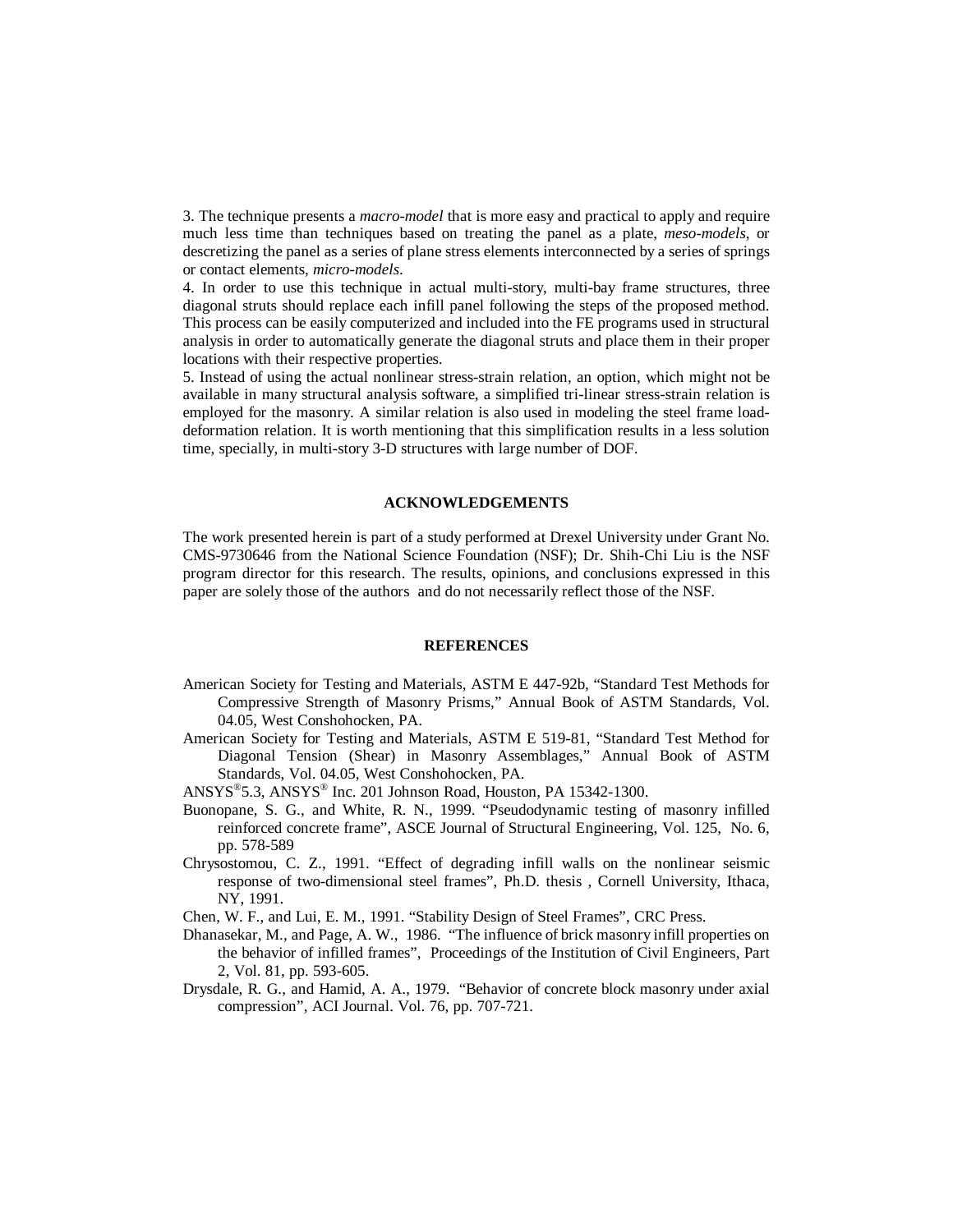3. The technique presents a *macro-model* that is more easy and practical to apply and require much less time than techniques based on treating the panel as a plate, *meso-models*, or descretizing the panel as a series of plane stress elements interconnected by a series of springs or contact elements, *micro-models*.

4. In order to use this technique in actual multi-story, multi-bay frame structures, three diagonal struts should replace each infill panel following the steps of the proposed method. This process can be easily computerized and included into the FE programs used in structural analysis in order to automatically generate the diagonal struts and place them in their proper locations with their respective properties.

5. Instead of using the actual nonlinear stress-strain relation, an option, which might not be available in many structural analysis software, a simplified tri-linear stress-strain relation is employed for the masonry. A similar relation is also used in modeling the steel frame load-deformation relation. It is worth mentioning that this simplification results in a less solution time, specially, in multi-story 3-D structures with large number of DOF.

## ACKNOWLEDGEMENTS

The work presented herein is part of a study performed at Drexel University under Grant No. CMS-9730646 from the National Science Foundation (NSF); Dr. Shih-Chi Liu is the NSF program director for this research. The results, opinions, and conclusions expressed in this paper are solely those of the authors and do not necessarily reflect those of the NSF.

## REFERENCES

American Society for Testing and Materials, ASTM E 447-92b, "Standard Test Methods for Compressive Strength of Masonry Prisms," Annual Book of ASTM Standards, Vol. 04.05, West Conshohocken, PA.

American Society for Testing and Materials, ASTM E 519-81, "Standard Test Method for Diagonal Tension (Shear) in Masonry Assemblages," Annual Book of ASTM Standards, Vol. 04.05, West Conshohocken, PA.

ANSYS®5.3, ANSYS® Inc. 201 Johnson Road, Houston, PA 15342-1300.

Buonopane, S. G., and White, R. N., 1999. "Pseudodynamic testing of masonry infilled reinforced concrete frame", ASCE Journal of Structural Engineering, Vol. 125, No. 6, pp. 578-589

Chrysostomou, C. Z., 1991. "Effect of degrading infill walls on the nonlinear seismic response of two-dimensional steel frames", Ph.D. thesis , Cornell University, Ithaca, NY, 1991.

Chen, W. F., and Lui, E. M., 1991. "Stability Design of Steel Frames", CRC Press.

Dhanasekar, M., and Page, A. W., 1986. "The influence of brick masonry infill properties on the behavior of infilled frames", Proceedings of the Institution of Civil Engineers, Part 2, Vol. 81, pp. 593-605.

Drysdale, R. G., and Hamid, A. A., 1979. "Behavior of concrete block masonry under axial compression", ACI Journal. Vol. 76, pp. 707-721.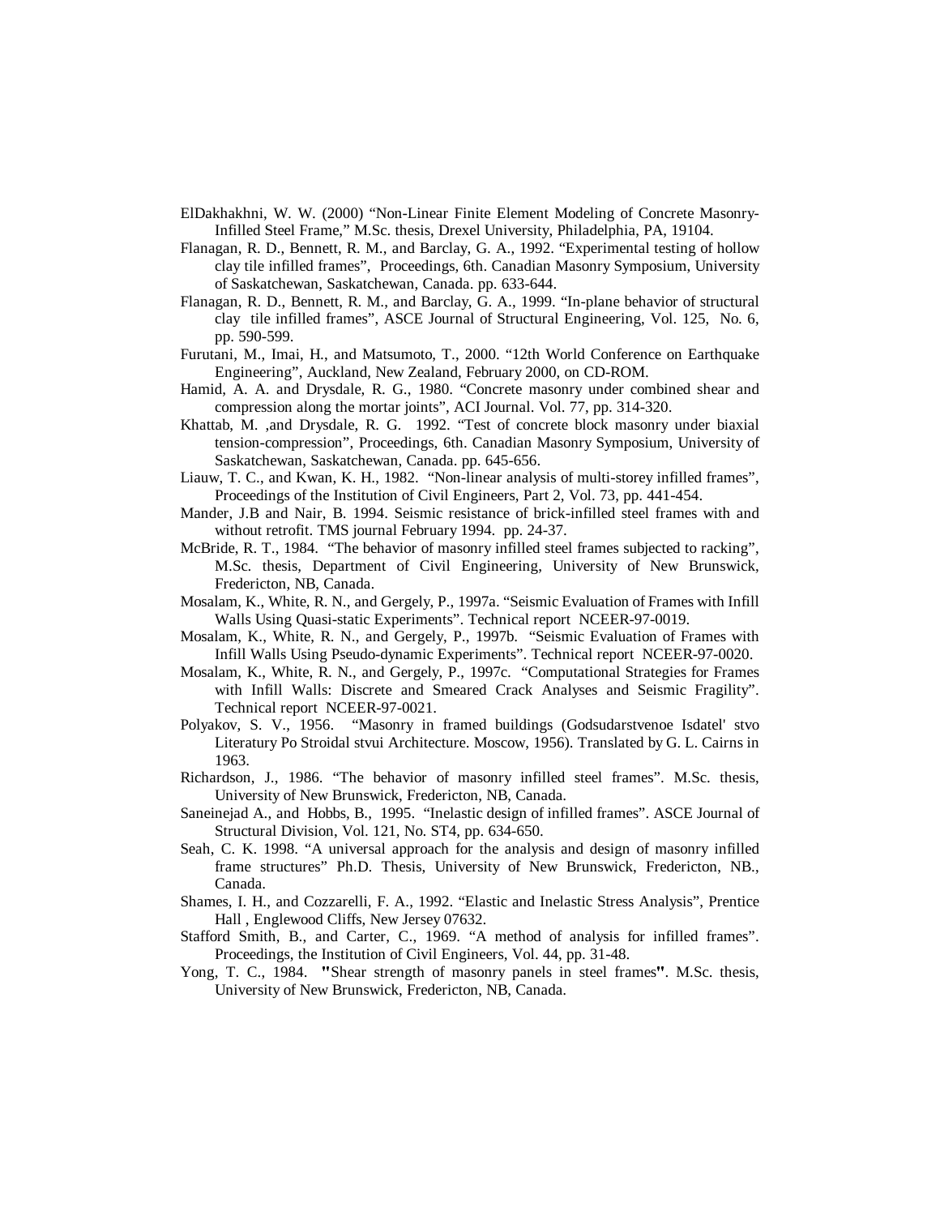ElDakhakhni, W. W. (2000) "Non-Linear Finite Element Modeling of Concrete Masonry-Infilled Steel Frame," M.Sc. thesis, Drexel University, Philadelphia, PA, 19104.

Flanagan, R. D., Bennett, R. M., and Barclay, G. A., 1992. "Experimental testing of hollow clay tile infilled frames", Proceedings, 6th. Canadian Masonry Symposium, University of Saskatchewan, Saskatchewan, Canada. pp. 633-644.

Flanagan, R. D., Bennett, R. M., and Barclay, G. A., 1999. "In-plane behavior of structural clay tile infilled frames", ASCE Journal of Structural Engineering, Vol. 125, No. 6, pp. 590-599.

Furutani, M., Imai, H., and Matsumoto, T., 2000. "12th World Conference on Earthquake Engineering", Auckland, New Zealand, February 2000, on CD-ROM.

Hamid, A. A. and Drysdale, R. G., 1980. "Concrete masonry under combined shear and compression along the mortar joints", ACI Journal. Vol. 77, pp. 314-320.

Khattab, M. ,and Drysdale, R. G. 1992. "Test of concrete block masonry under biaxial tension-compression", Proceedings, 6th. Canadian Masonry Symposium, University of Saskatchewan, Saskatchewan, Canada. pp. 645-656.

Liauw, T. C., and Kwan, K. H., 1982. "Non-linear analysis of multi-storey infilled frames", Proceedings of the Institution of Civil Engineers, Part 2, Vol. 73, pp. 441-454.

Mander, J.B and Nair, B. 1994. Seismic resistance of brick-infilled steel frames with and without retrofit. TMS journal February 1994. pp. 24-37.

McBride, R. T., 1984. "The behavior of masonry infilled steel frames subjected to racking", M.Sc. thesis, Department of Civil Engineering, University of New Brunswick, Fredericton, NB, Canada.

Mosalam, K., White, R. N., and Gergely, P., 1997a. "Seismic Evaluation of Frames with Infill Walls Using Quasi-static Experiments". Technical report NCEER-97-0019.

Mosalam, K., White, R. N., and Gergely, P., 1997b. "Seismic Evaluation of Frames with Infill Walls Using Pseudo-dynamic Experiments". Technical report NCEER-97-0020.

Mosalam, K., White, R. N., and Gergely, P., 1997c. "Computational Strategies for Frames with Infill Walls: Discrete and Smeared Crack Analyses and Seismic Fragility". Technical report NCEER-97-0021.

Polyakov, S. V., 1956. "Masonry in framed buildings (Godsudarstvenoe Isdatel' stvo Literatury Po Stroidal stvui Architecture. Moscow, 1956). Translated by G. L. Cairns in 1963.

Richardson, J., 1986. "The behavior of masonry infilled steel frames". M.Sc. thesis, University of New Brunswick, Fredericton, NB, Canada.

Saneinejad A., and Hobbs, B., 1995. "Inelastic design of infilled frames". ASCE Journal of Structural Division, Vol. 121, No. ST4, pp. 634-650.

Seah, C. K. 1998. "A universal approach for the analysis and design of masonry infilled frame structures" Ph.D. Thesis, University of New Brunswick, Fredericton, NB., Canada.

Shames, I. H., and Cozzarelli, F. A., 1992. "Elastic and Inelastic Stress Analysis", Prentice Hall , Englewood Cliffs, New Jersey 07632.

Stafford Smith, B., and Carter, C., 1969. "A method of analysis for infilled frames". Proceedings, the Institution of Civil Engineers, Vol. 44, pp. 31-48.

Yong, T. C., 1984. "Shear strength of masonry panels in steel frames". M.Sc. thesis, University of New Brunswick, Fredericton, NB, Canada.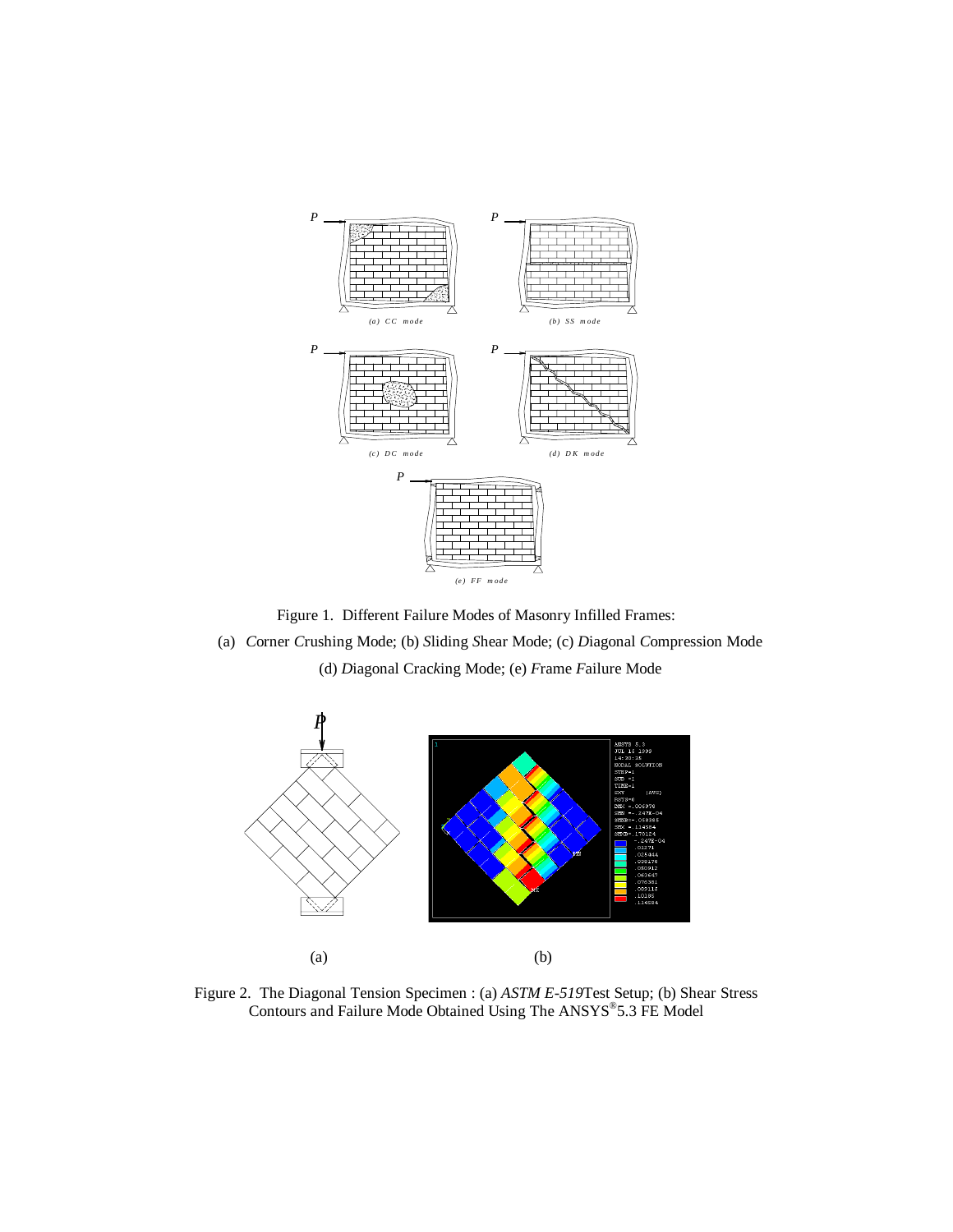Figure 1. Different Failure Modes of Masonry Infilled Frames:

(a) *C*orner *C*rushing Mode; (b) *S*liding *S*hear Mode; (c) *D*iagonal *C*ompression Mode

(d) *D*iagonal Cra*k*king Mode; (e) *F*rame *F*ailure Mode

Figure 2. The Diagonal Tension Specimen : (a) *ASTM E-519* Test Setup; (b) Shear Stress Contours and Failure Mode Obtained Using The ANSYS® 5.3 FE Model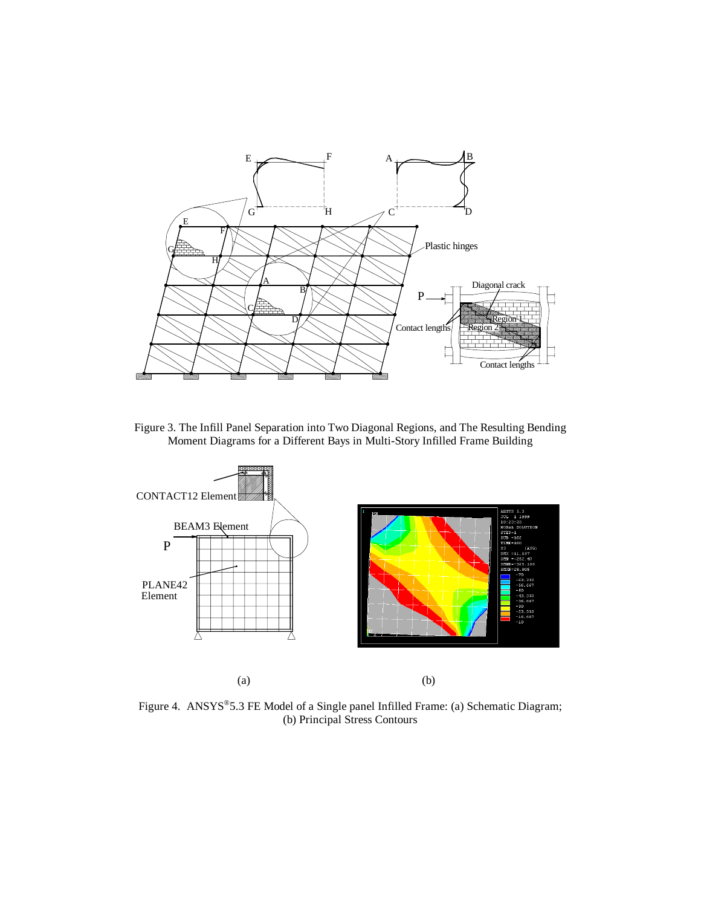Figure 3. The Infill Panel Separation into Two Diagonal Regions, and The Resulting Bending Moment Diagrams for a Different Bays in Multi-Story Infilled Frame Building

(a)

(b)

Figure 4. ANSYS®5.3 FE Model of a Single panel Infilled Frame: (a) Schematic Diagram; (b) Principal Stress Contours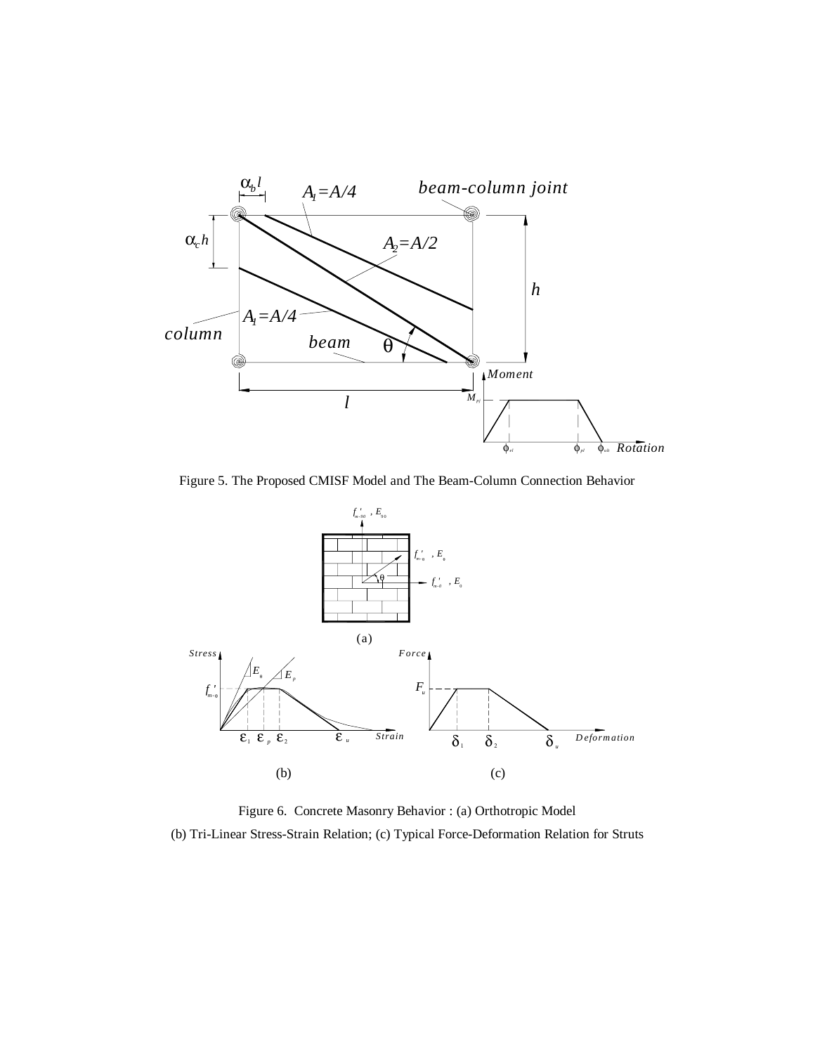Figure 5. The Proposed CMISF Model and The Beam-Column Connection Behavior

Figure 6. Concrete Masonry Behavior : (a) Orthotropic Model

(b) Tri-Linear Stress-Strain Relation; (c) Typical Force-Deformation Relation for Struts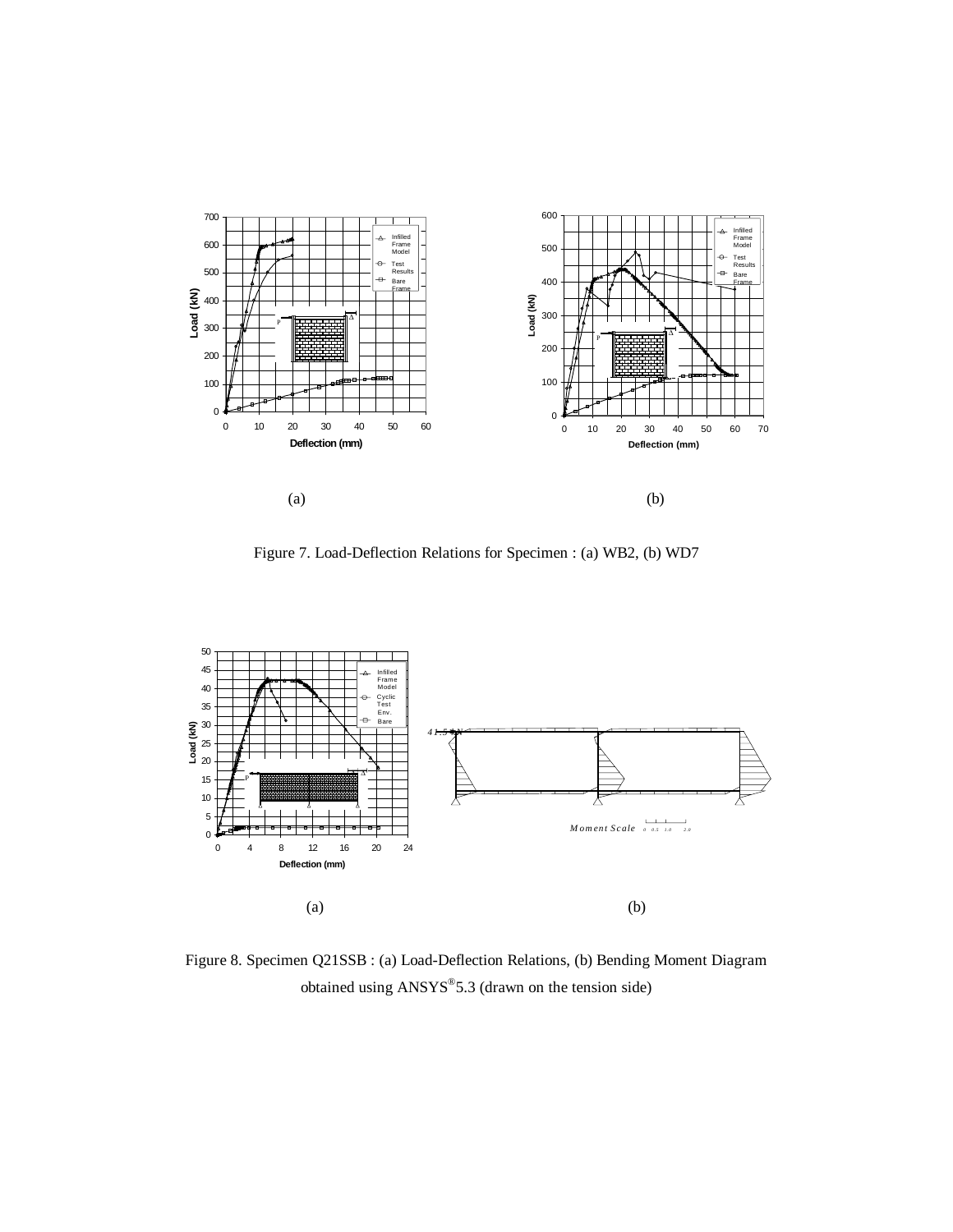700
600
500
400
300
200
100
0
Load (kN)
0 10 20 30 40 50 60
Deflection (mm)
Infilled Frame Model
Test Results
Bare Frame
P
Δ

(a)

600
500
400
300
200
100
0
Load (kN)
0 10 20 30 40 50 60 70
Deflection (mm)
Infilled Frame Model
Test Results
Bare Frame
P
Δ

(b)

Figure 7. Load-Deflection Relations for Specimen : (a) WB2, (b) WD7

50
45
40
35
30
25
20
15
10
5
0
Load (kN)
0 4 8 12 16 20 24
Deflection (mm)
Infilled Frame Model
Cyclic Test Env.
Bare
P
Δ

(a)

41.5 kN
Moment Scale 0 0.5 1.0 2.0

(b)

Figure 8. Specimen Q21SSB : (a) Load-Deflection Relations, (b) Bending Moment Diagram obtained using ANSYS® 5.3 (drawn on the tension side)